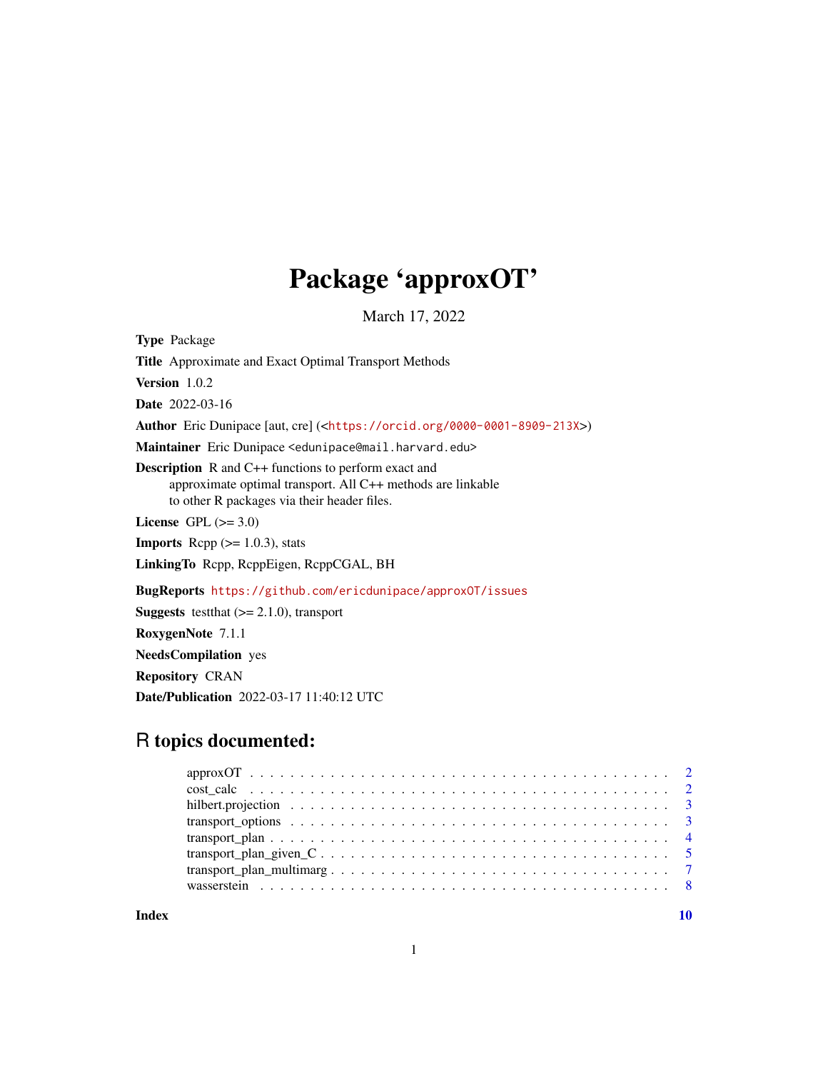# Package 'approxOT'

March 17, 2022

**Type** Package

**Title** Approximate and Exact Optimal Transport Methods

**Version** 1.0.2

**Date** 2022-03-16

**Author** Eric Dunipace [aut, cre] (<https://orcid.org/0000-0001-8909-213X>)

**Maintainer** Eric Dunipace <edunipace@mail.harvard.edu>

**Description** R and C++ functions to perform exact and
approximate optimal transport. All C++ methods are linkable
to other R packages via their header files.

**License** GPL (>= 3.0)

**Imports** Rcpp (>= 1.0.3), stats

**LinkingTo** Rcpp, RcppEigen, RcppCGAL, BH

**BugReports** https://github.com/ericdunipace/approxOT/issues

**Suggests** testthat (>= 2.1.0), transport

**RoxygenNote** 7.1.1

**NeedsCompilation** yes

**Repository** CRAN

**Date/Publication** 2022-03-17 11:40:12 UTC

## R topics documented:

| | |
|---|---|
| approxOT | 2 |
| cost_calc | 2 |
| hilbert.projection | 3 |
| transport_options | 3 |
| transport_plan | 4 |
| transport_plan_given_C | 5 |
| transport_plan_multimarg | 7 |
| wasserstein | 8 |
| **Index** | **10** |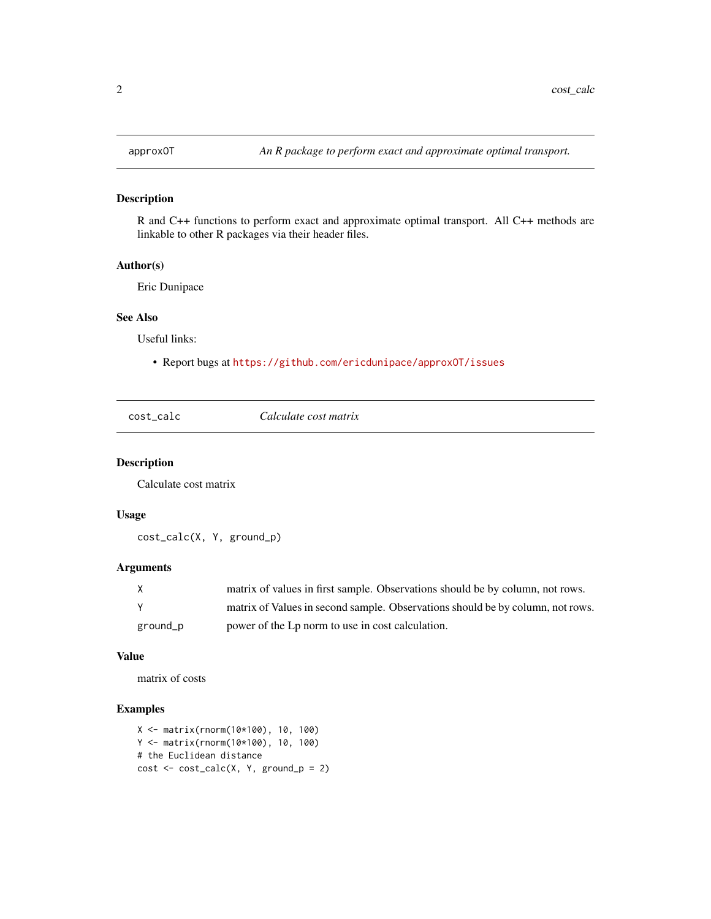## approxOT — *An R package to perform exact and approximate optimal transport.*

### Description

R and C++ functions to perform exact and approximate optimal transport. All C++ methods are linkable to other R packages via their header files.

### Author(s)

Eric Dunipace

### See Also

Useful links:

- Report bugs at https://github.com/ericdunipace/approxOT/issues

## cost_calc — *Calculate cost matrix*

### Description

Calculate cost matrix

### Usage

```
cost_calc(X, Y, ground_p)
```

### Arguments

| | |
|---|---|
| X | matrix of values in first sample. Observations should be by column, not rows. |
| Y | matrix of Values in second sample. Observations should be by column, not rows. |
| ground_p | power of the Lp norm to use in cost calculation. |

### Value

matrix of costs

### Examples

```
X <- matrix(rnorm(10*100), 10, 100)
Y <- matrix(rnorm(10*100), 10, 100)
# the Euclidean distance
cost <- cost_calc(X, Y, ground_p = 2)
```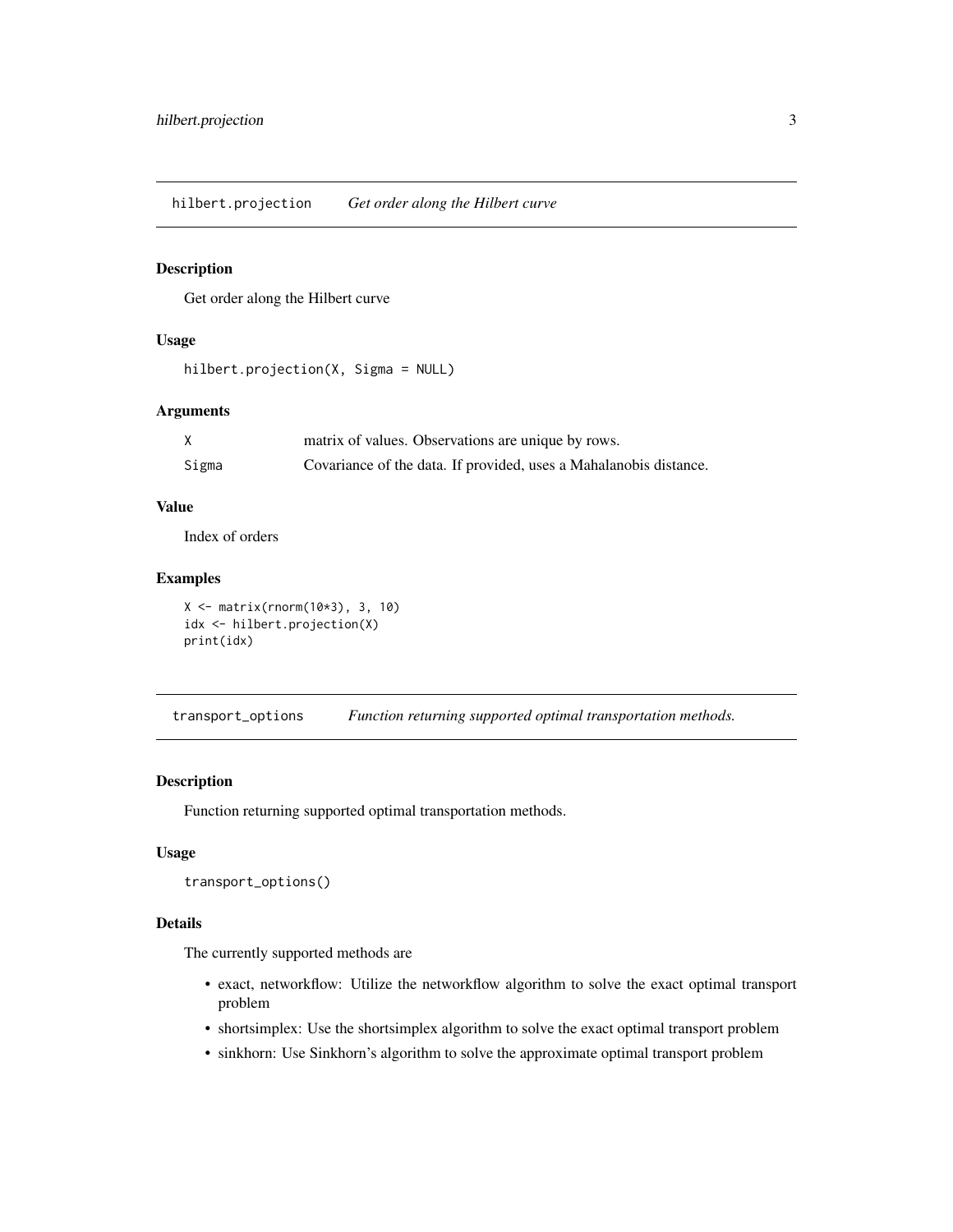## hilbert.projection *Get order along the Hilbert curve*

### Description

Get order along the Hilbert curve

### Usage

```
hilbert.projection(X, Sigma = NULL)
```

### Arguments

| | |
|---|---|
| X | matrix of values. Observations are unique by rows. |
| Sigma | Covariance of the data. If provided, uses a Mahalanobis distance. |

### Value

Index of orders

### Examples

```
X <- matrix(rnorm(10*3), 3, 10)
idx <- hilbert.projection(X)
print(idx)
```

## transport_options *Function returning supported optimal transportation methods.*

### Description

Function returning supported optimal transportation methods.

### Usage

```
transport_options()
```

### Details

The currently supported methods are

- exact, networkflow: Utilize the networkflow algorithm to solve the exact optimal transport problem
- shortsimplex: Use the shortsimplex algorithm to solve the exact optimal transport problem
- sinkhorn: Use Sinkhorn's algorithm to solve the approximate optimal transport problem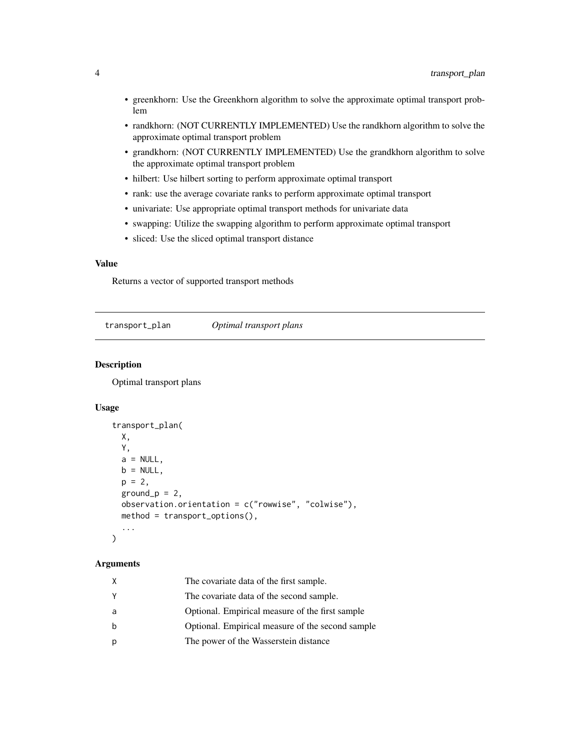- greenkhorn: Use the Greenkhorn algorithm to solve the approximate optimal transport problem
- randkhorn: (NOT CURRENTLY IMPLEMENTED) Use the randkhorn algorithm to solve the approximate optimal transport problem
- grandkhorn: (NOT CURRENTLY IMPLEMENTED) Use the grandkhorn algorithm to solve the approximate optimal transport problem
- hilbert: Use hilbert sorting to perform approximate optimal transport
- rank: use the average covariate ranks to perform approximate optimal transport
- univariate: Use appropriate optimal transport methods for univariate data
- swapping: Utilize the swapping algorithm to perform approximate optimal transport
- sliced: Use the sliced optimal transport distance

### Value

Returns a vector of supported transport methods

## transport_plan *Optimal transport plans*

### Description

Optimal transport plans

### Usage

```
transport_plan(
  X,
  Y,
  a = NULL,
  b = NULL,
  p = 2,
  ground_p = 2,
  observation.orientation = c("rowwise", "colwise"),
  method = transport_options(),
  ...
)
```

### Arguments

| | |
|---|---|
| X | The covariate data of the first sample. |
| Y | The covariate data of the second sample. |
| a | Optional. Empirical measure of the first sample |
| b | Optional. Empirical measure of the second sample |
| p | The power of the Wasserstein distance |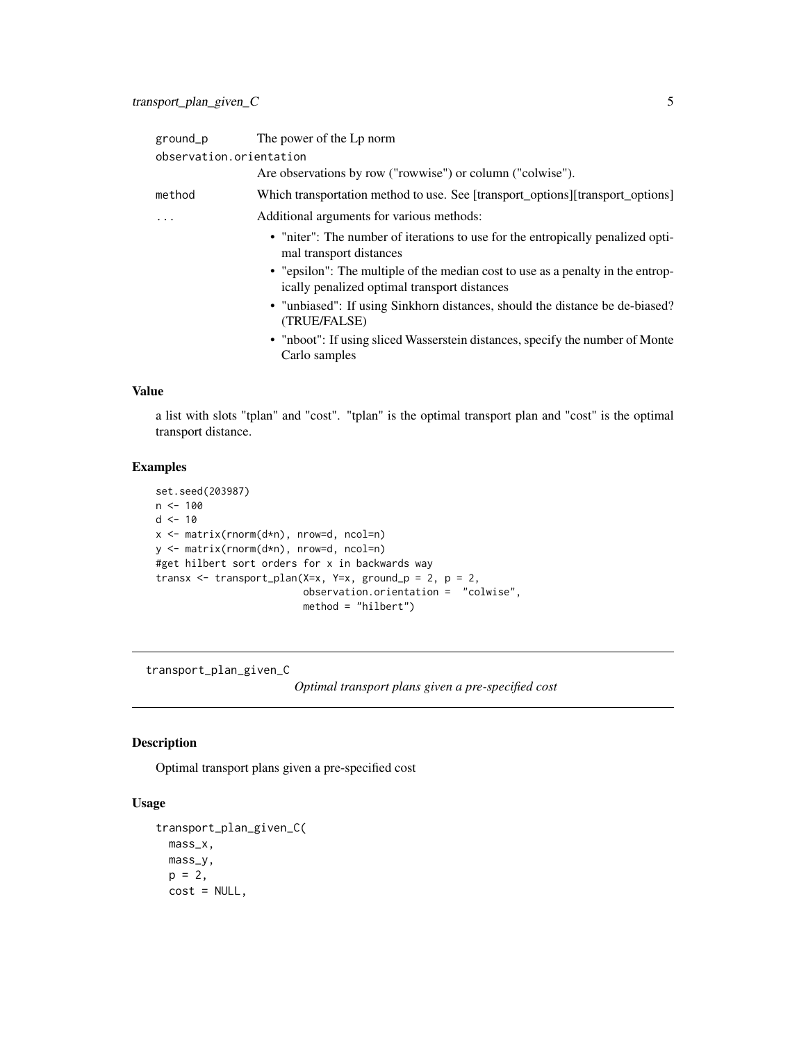| | |
|---|---|
| ground_p | The power of the Lp norm |
| observation.orientation | Are observations by row ("rowwise") or column ("colwise"). |
| method | Which transportation method to use. See [transport_options][transport_options] |
| ... | Additional arguments for various methods: |

- "niter": The number of iterations to use for the entropically penalized optimal transport distances
- "epsilon": The multiple of the median cost to use as a penalty in the entropically penalized optimal transport distances
- "unbiased": If using Sinkhorn distances, should the distance be de-biased? (TRUE/FALSE)
- "nboot": If using sliced Wasserstein distances, specify the number of Monte Carlo samples

### Value

a list with slots "tplan" and "cost". "tplan" is the optimal transport plan and "cost" is the optimal transport distance.

### Examples

```
set.seed(203987)
n <- 100
d <- 10
x <- matrix(rnorm(d*n), nrow=d, ncol=n)
y <- matrix(rnorm(d*n), nrow=d, ncol=n)
#get hilbert sort orders for x in backwards way
transx <- transport_plan(X=x, Y=x, ground_p = 2, p = 2,
                         observation.orientation =  "colwise",
                         method = "hilbert")
```

---

## transport_plan_given_C

*Optimal transport plans given a pre-specified cost*

---

### Description

Optimal transport plans given a pre-specified cost

### Usage

```
transport_plan_given_C(
  mass_x,
  mass_y,
  p = 2,
  cost = NULL,
```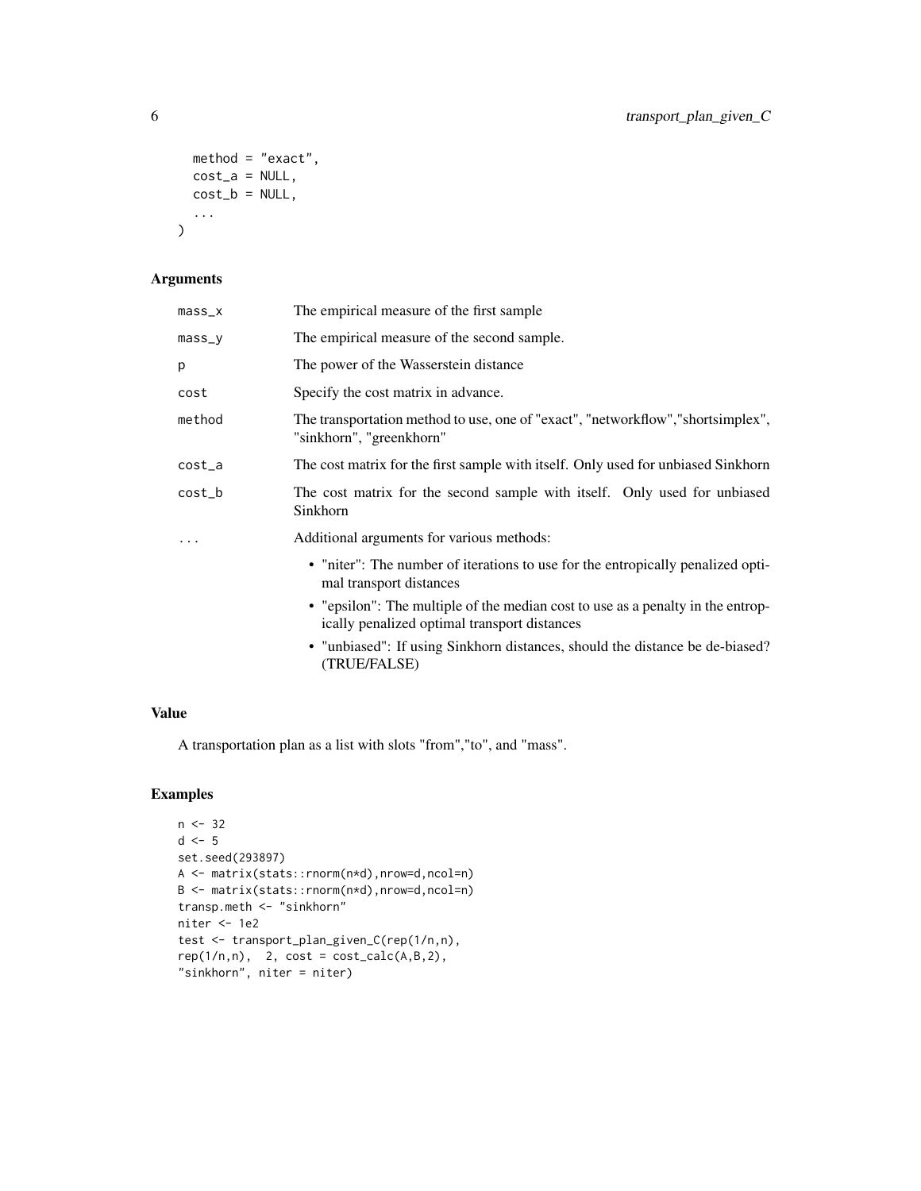```
  method = "exact",
  cost_a = NULL,
  cost_b = NULL,
  ...
)
```

### Arguments

| | |
|---|---|
| mass_x | The empirical measure of the first sample |
| mass_y | The empirical measure of the second sample. |
| p | The power of the Wasserstein distance |
| cost | Specify the cost matrix in advance. |
| method | The transportation method to use, one of "exact", "networkflow","shortsimplex", "sinkhorn", "greenkhorn" |
| cost_a | The cost matrix for the first sample with itself. Only used for unbiased Sinkhorn |
| cost_b | The cost matrix for the second sample with itself. Only used for unbiased Sinkhorn |
| ... | Additional arguments for various methods: |

- "niter": The number of iterations to use for the entropically penalized optimal transport distances
- "epsilon": The multiple of the median cost to use as a penalty in the entropically penalized optimal transport distances
- "unbiased": If using Sinkhorn distances, should the distance be de-biased? (TRUE/FALSE)

### Value

A transportation plan as a list with slots "from","to", and "mass".

### Examples

```
n <- 32
d <- 5
set.seed(293897)
A <- matrix(stats::rnorm(n*d),nrow=d,ncol=n)
B <- matrix(stats::rnorm(n*d),nrow=d,ncol=n)
transp.meth <- "sinkhorn"
niter <- 1e2
test <- transport_plan_given_C(rep(1/n,n),
rep(1/n,n),  2, cost = cost_calc(A,B,2),
"sinkhorn", niter = niter)
```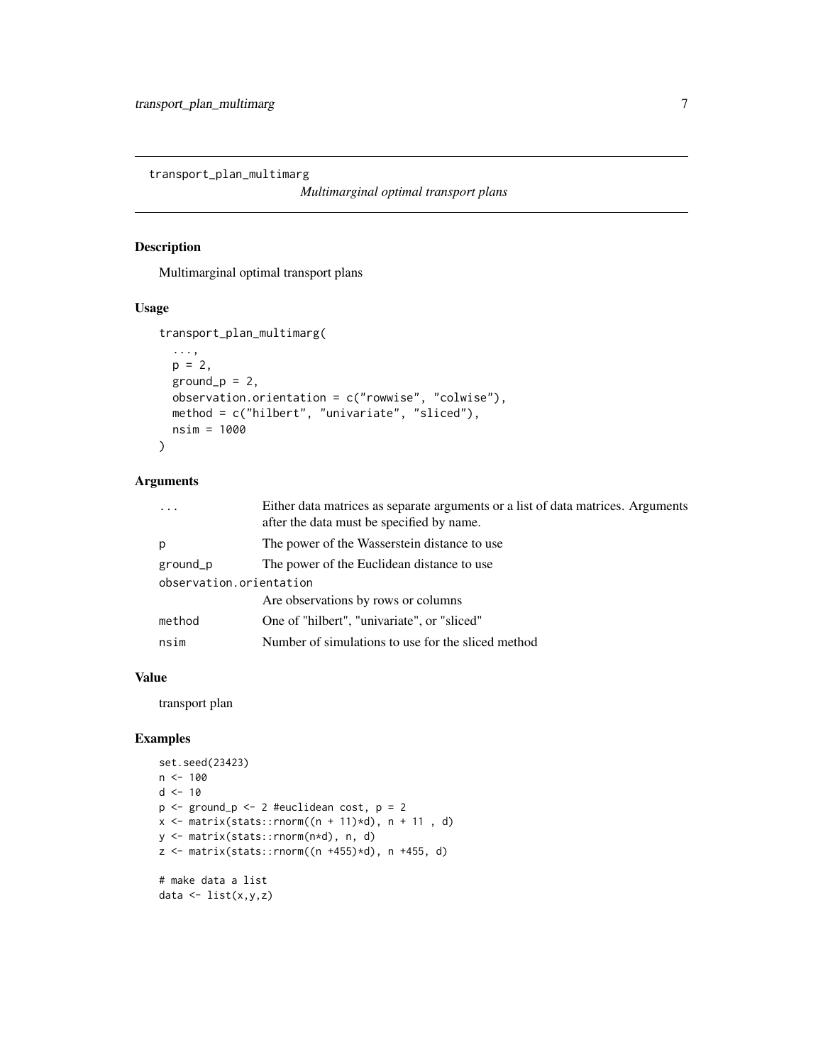transport_plan_multimarg &nbsp;&nbsp;&nbsp;&nbsp; *Multimarginal optimal transport plans*

## Description

Multimarginal optimal transport plans

## Usage

```
transport_plan_multimarg(
  ...,
  p = 2,
  ground_p = 2,
  observation.orientation = c("rowwise", "colwise"),
  method = c("hilbert", "univariate", "sliced"),
  nsim = 1000
)
```

## Arguments

| | |
|---|---|
| `...` | Either data matrices as separate arguments or a list of data matrices. Arguments after the data must be specified by name. |
| `p` | The power of the Wasserstein distance to use |
| `ground_p` | The power of the Euclidean distance to use |
| `observation.orientation` | Are observations by rows or columns |
| `method` | One of "hilbert", "univariate", or "sliced" |
| `nsim` | Number of simulations to use for the sliced method |

## Value

transport plan

## Examples

```
set.seed(23423)
n <- 100
d <- 10
p <- ground_p <- 2 #euclidean cost, p = 2
x <- matrix(stats::rnorm((n + 11)*d), n + 11 , d)
y <- matrix(stats::rnorm(n*d), n, d)
z <- matrix(stats::rnorm((n +455)*d), n +455, d)

# make data a list
data <- list(x,y,z)
```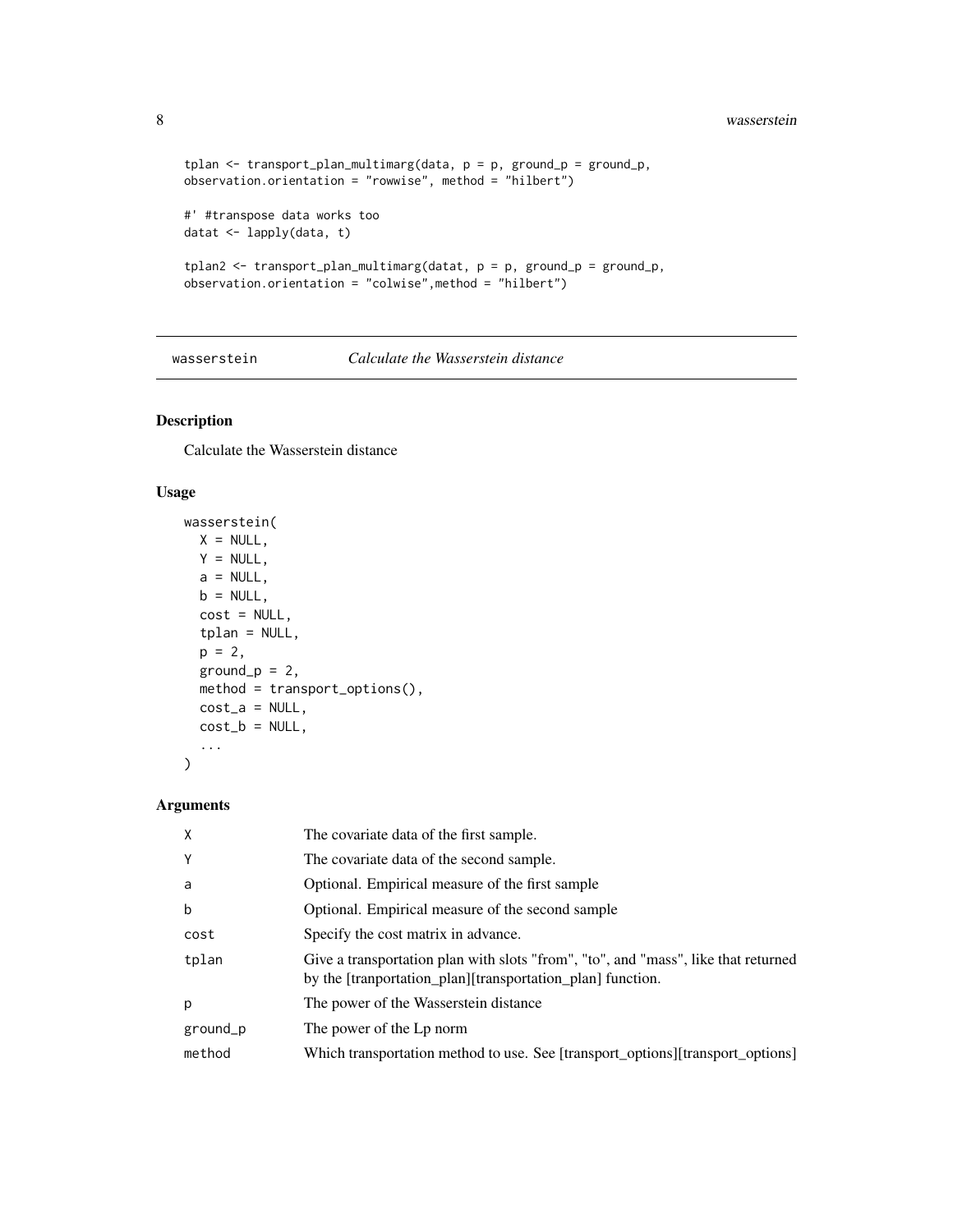```
tplan <- transport_plan_multimarg(data, p = p, ground_p = ground_p,
observation.orientation = "rowwise", method = "hilbert")

#' #transpose data works too
datat <- lapply(data, t)

tplan2 <- transport_plan_multimarg(datat, p = p, ground_p = ground_p,
observation.orientation = "colwise",method = "hilbert")
```

## wasserstein *Calculate the Wasserstein distance*

### Description

Calculate the Wasserstein distance

### Usage

```
wasserstein(
  X = NULL,
  Y = NULL,
  a = NULL,
  b = NULL,
  cost = NULL,
  tplan = NULL,
  p = 2,
  ground_p = 2,
  method = transport_options(),
  cost_a = NULL,
  cost_b = NULL,
  ...
)
```

### Arguments

| | |
|---|---|
| X | The covariate data of the first sample. |
| Y | The covariate data of the second sample. |
| a | Optional. Empirical measure of the first sample |
| b | Optional. Empirical measure of the second sample |
| cost | Specify the cost matrix in advance. |
| tplan | Give a transportation plan with slots "from", "to", and "mass", like that returned by the [tranportation_plan][transportation_plan] function. |
| p | The power of the Wasserstein distance |
| ground_p | The power of the Lp norm |
| method | Which transportation method to use. See [transport_options][transport_options] |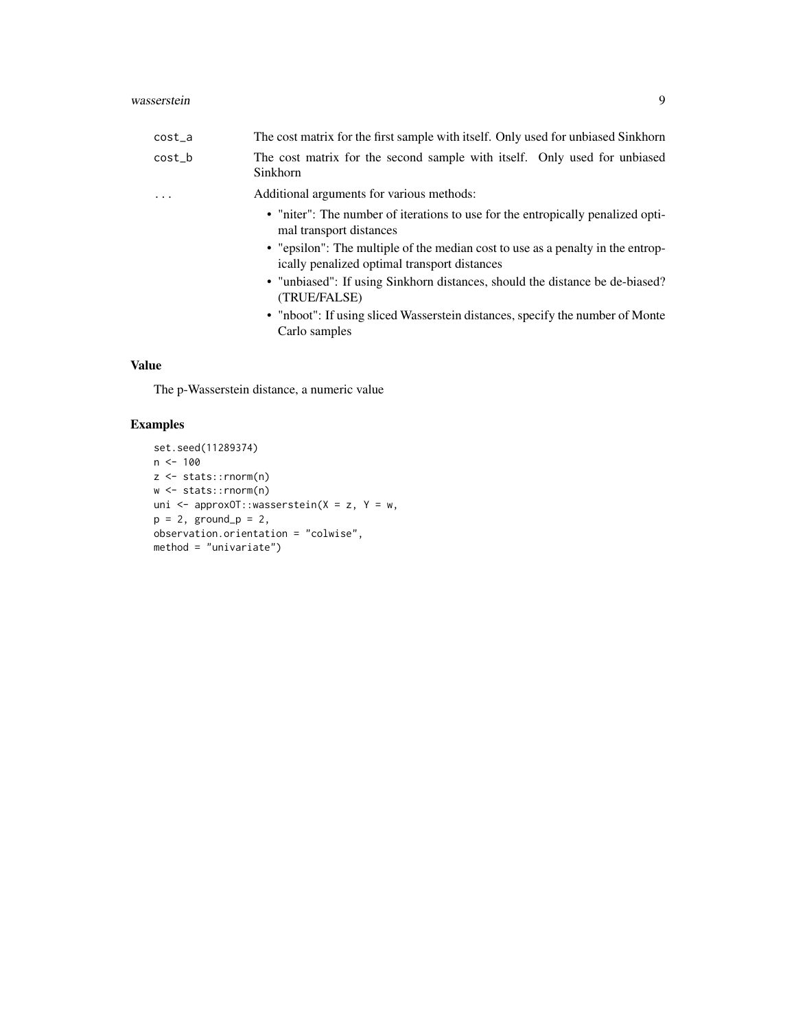| | |
|---|---|
| cost_a | The cost matrix for the first sample with itself. Only used for unbiased Sinkhorn |
| cost_b | The cost matrix for the second sample with itself. Only used for unbiased Sinkhorn |
| ... | Additional arguments for various methods:<br>• "niter": The number of iterations to use for the entropically penalized optimal transport distances<br>• "epsilon": The multiple of the median cost to use as a penalty in the entropically penalized optimal transport distances<br>• "unbiased": If using Sinkhorn distances, should the distance be de-biased? (TRUE/FALSE)<br>• "nboot": If using sliced Wasserstein distances, specify the number of Monte Carlo samples |

## Value

The p-Wasserstein distance, a numeric value

## Examples

```
set.seed(11289374)
n <- 100
z <- stats::rnorm(n)
w <- stats::rnorm(n)
uni <- approxOT::wasserstein(X = z, Y = w,
p = 2, ground_p = 2,
observation.orientation = "colwise",
method = "univariate")
```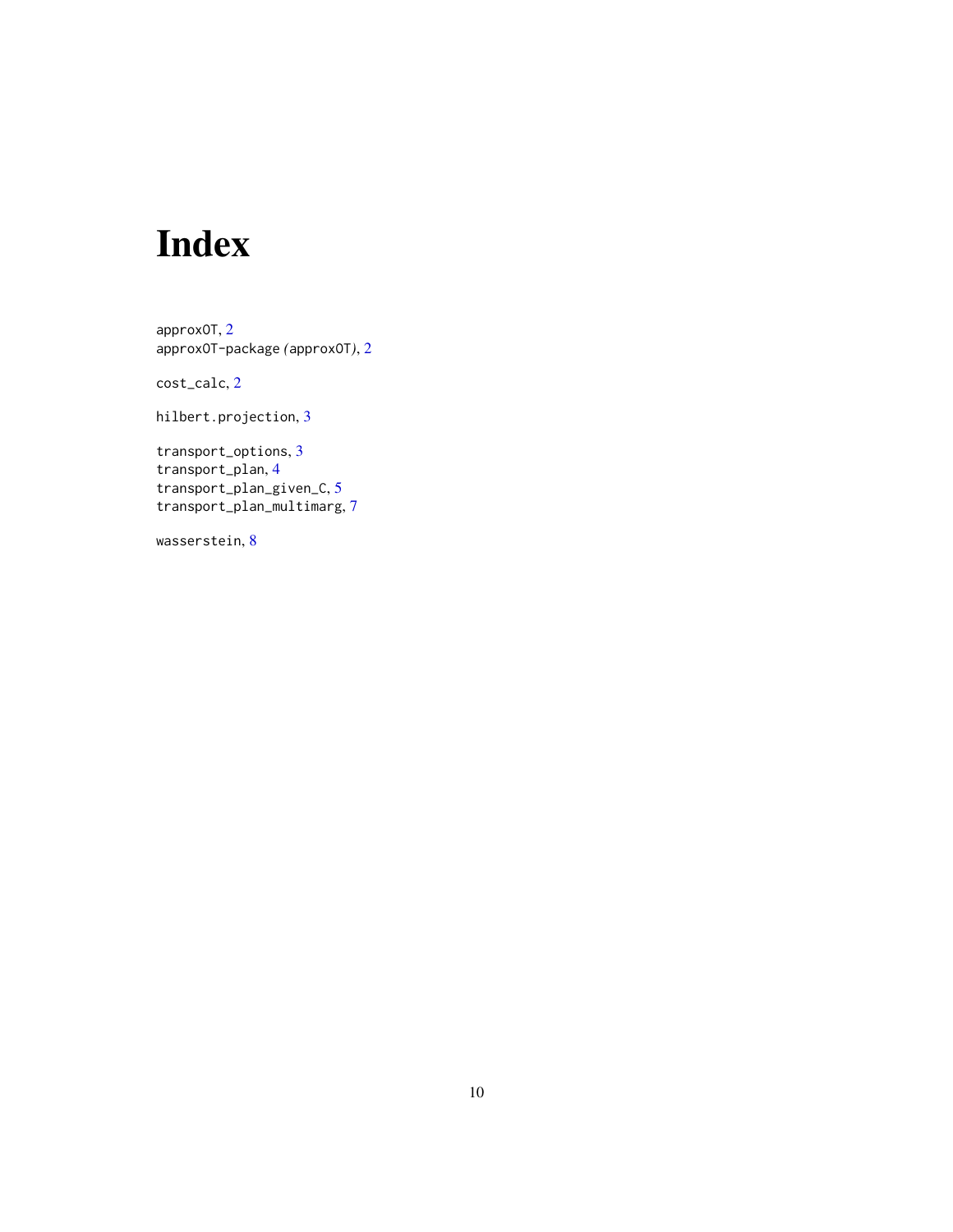# Index

approxOT, 2
approxOT-package (approxOT), 2

cost_calc, 2

hilbert.projection, 3

transport_options, 3
transport_plan, 4
transport_plan_given_C, 5
transport_plan_multimarg, 7

wasserstein, 8